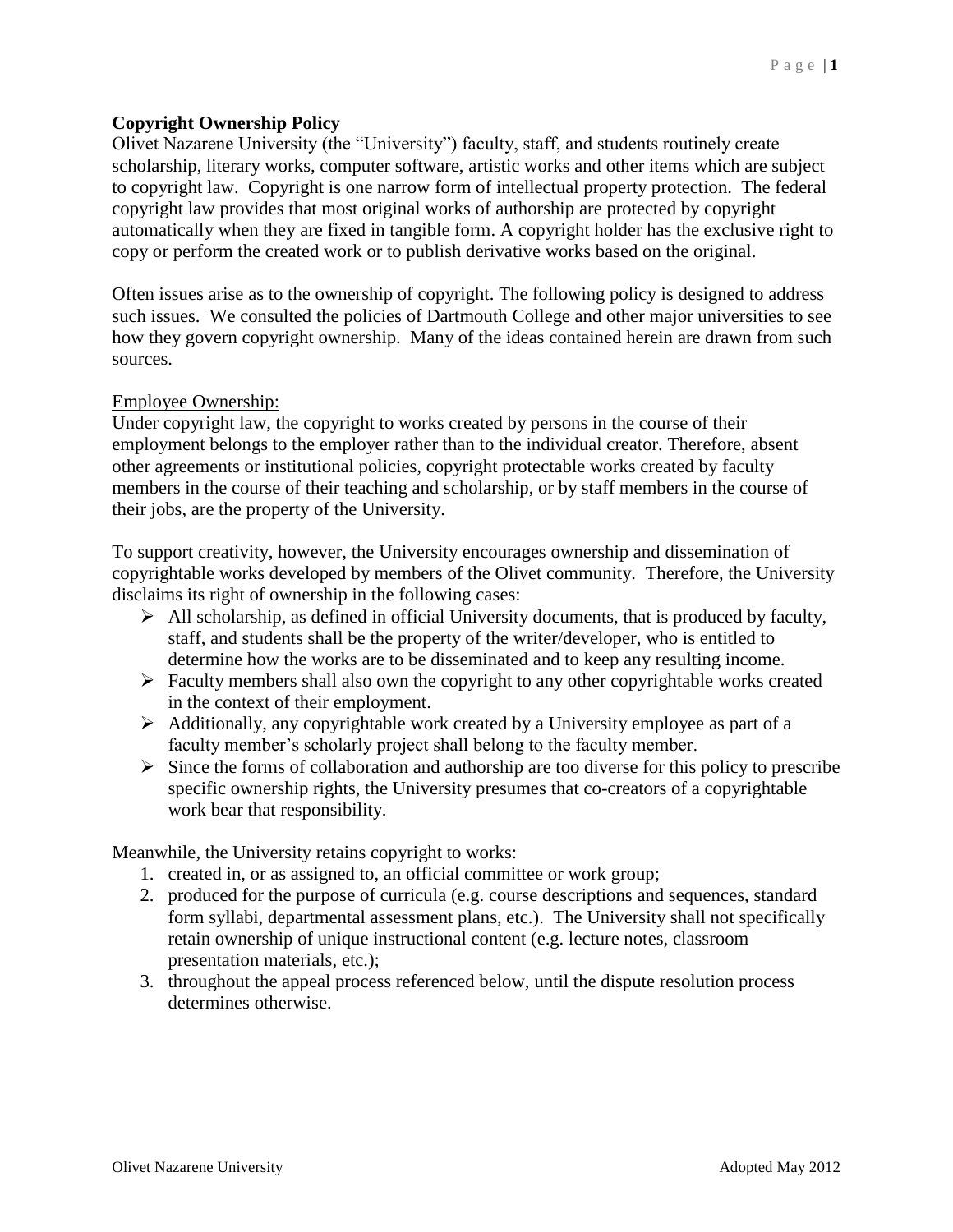**Copyright Ownership Policy**

Olivet Nazarene University (the "University") faculty, staff, and students routinely create scholarship, literary works, computer software, artistic works and other items which are subject to copyright law. Copyright is one narrow form of intellectual property protection. The federal copyright law provides that most original works of authorship are protected by copyright automatically when they are fixed in tangible form. A copyright holder has the exclusive right to copy or perform the created work or to publish derivative works based on the original.

Often issues arise as to the ownership of copyright. The following policy is designed to address such issues. We consulted the policies of Dartmouth College and other major universities to see how they govern copyright ownership. Many of the ideas contained herein are drawn from such sources.

Employee Ownership:

Under copyright law, the copyright to works created by persons in the course of their employment belongs to the employer rather than to the individual creator. Therefore, absent other agreements or institutional policies, copyright protectable works created by faculty members in the course of their teaching and scholarship, or by staff members in the course of their jobs, are the property of the University.

To support creativity, however, the University encourages ownership and dissemination of copyrightable works developed by members of the Olivet community. Therefore, the University disclaims its right of ownership in the following cases:

- All scholarship, as defined in official University documents, that is produced by faculty, staff, and students shall be the property of the writer/developer, who is entitled to determine how the works are to be disseminated and to keep any resulting income.
- Faculty members shall also own the copyright to any other copyrightable works created in the context of their employment.
- Additionally, any copyrightable work created by a University employee as part of a faculty member's scholarly project shall belong to the faculty member.
- Since the forms of collaboration and authorship are too diverse for this policy to prescribe specific ownership rights, the University presumes that co-creators of a copyrightable work bear that responsibility.

Meanwhile, the University retains copyright to works:

1. created in, or as assigned to, an official committee or work group;
2. produced for the purpose of curricula (e.g. course descriptions and sequences, standard form syllabi, departmental assessment plans, etc.). The University shall not specifically retain ownership of unique instructional content (e.g. lecture notes, classroom presentation materials, etc.);
3. throughout the appeal process referenced below, until the dispute resolution process determines otherwise.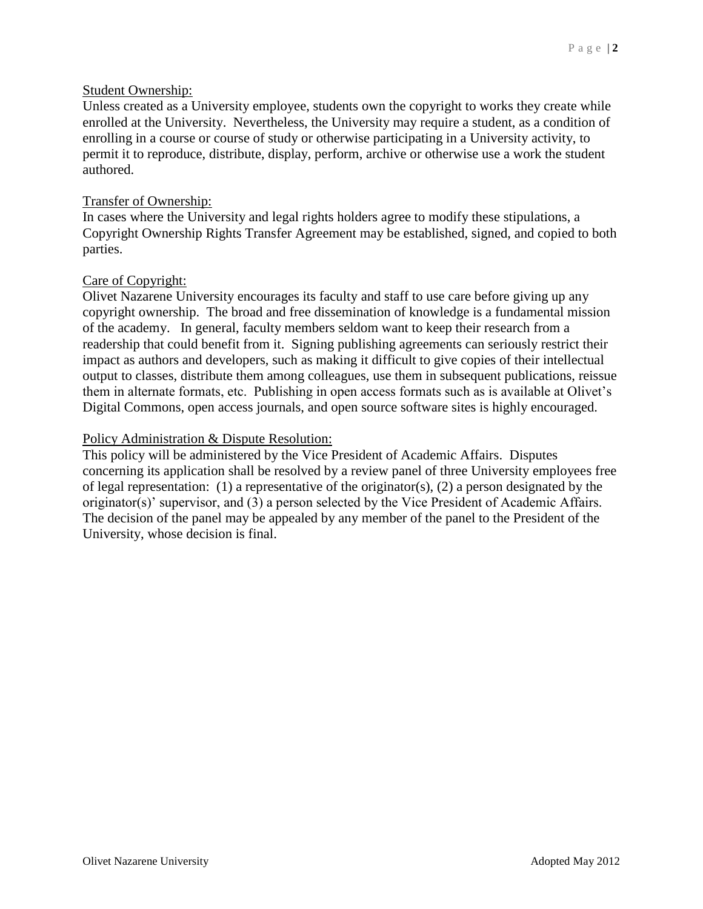Student Ownership:

Unless created as a University employee, students own the copyright to works they create while enrolled at the University. Nevertheless, the University may require a student, as a condition of enrolling in a course or course of study or otherwise participating in a University activity, to permit it to reproduce, distribute, display, perform, archive or otherwise use a work the student authored.

Transfer of Ownership:

In cases where the University and legal rights holders agree to modify these stipulations, a Copyright Ownership Rights Transfer Agreement may be established, signed, and copied to both parties.

Care of Copyright:

Olivet Nazarene University encourages its faculty and staff to use care before giving up any copyright ownership. The broad and free dissemination of knowledge is a fundamental mission of the academy. In general, faculty members seldom want to keep their research from a readership that could benefit from it. Signing publishing agreements can seriously restrict their impact as authors and developers, such as making it difficult to give copies of their intellectual output to classes, distribute them among colleagues, use them in subsequent publications, reissue them in alternate formats, etc. Publishing in open access formats such as is available at Olivet's Digital Commons, open access journals, and open source software sites is highly encouraged.

Policy Administration & Dispute Resolution:

This policy will be administered by the Vice President of Academic Affairs. Disputes concerning its application shall be resolved by a review panel of three University employees free of legal representation: (1) a representative of the originator(s), (2) a person designated by the originator(s)' supervisor, and (3) a person selected by the Vice President of Academic Affairs. The decision of the panel may be appealed by any member of the panel to the President of the University, whose decision is final.